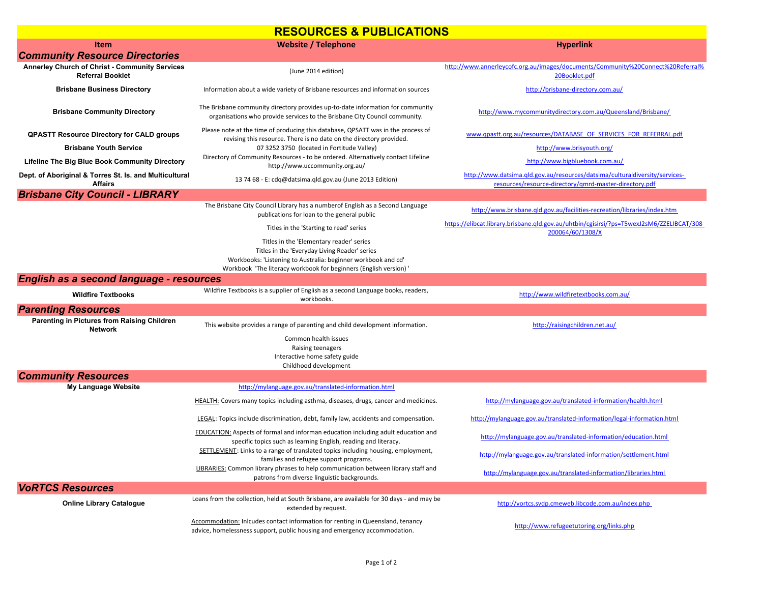# RESOURCES & PUBLICATIONS

| Item | Website / Telephone | Hyperlink |
| --- | --- | --- |
| ***Community Resource Directories*** | | |
| **Annerley Church of Christ - Community Services Referral Booklet** | (June 2014 edition) | http://www.annerleycofc.org.au/images/documents/Community%20Connect%20Referral%20Booklet.pdf |
| **Brisbane Business Directory** | Information about a wide variety of Brisbane resources and information sources | http://brisbane-directory.com.au/ |
| **Brisbane Community Directory** | The Brisbane community directory provides up-to-date information for community organisations who provide services to the Brisbane City Council community. | http://www.mycommunitydirectory.com.au/Queensland/Brisbane/ |
| **QPASTT Resource Directory for CALD groups** | Please note at the time of producing this database, QPSATT was in the process of revising this resource. There is no date on the directory provided. | www.qpastt.org.au/resources/DATABASE_OF_SERVICES_FOR_REFERRAL.pdf |
| **Brisbane Youth Service** | 07 3252 3750 (located in Fortitude Valley) | http://www.brisyouth.org/ |
| **Lifeline The Big Blue Book Community Directory** | Directory of Community Resources - to be ordered. Alternatively contact Lifeline http://www.uccommunity.org.au/ | http://www.bigbluebook.com.au/ |
| **Dept. of Aboriginal & Torres St. Is. and Multicultural Affairs** | 13 74 68 - E: cdq@datsima.qld.gov.au (June 2013 Edition) | http://www.datsima.qld.gov.au/resources/datsima/culturaldiversity/services-resources/resource-directory/qmrd-master-directory.pdf |
| ***Brisbane City Council - LIBRARY*** | | |
| | The Brisbane City Council Library has a numberof English as a Second Language publications for loan to the general public | http://www.brisbane.qld.gov.au/facilities-recreation/libraries/index.htm |
| | Titles in the 'Starting to read' series | https://elibcat.library.brisbane.qld.gov.au/uhtbin/cgisirsi/?ps=T5wexJ2sM6/ZZELIBCAT/308200064/60/1308/X |
| | Titles in the 'Elementary reader' series | |
| | Titles in the 'Everyday Living Reader' series | |
| | Workbooks: 'Listening to Australia: beginner workbook and cd' | |
| | Workbook 'The literacy workbook for beginners (English version) ' | |
| ***English as a second language - resources*** | | |
| **Wildfire Textbooks** | Wildfire Textbooks is a supplier of English as a second Language books, readers, workbooks. | http://www.wildfiretextbooks.com.au/ |
| ***Parenting Resources*** | | |
| **Parenting in Pictures from Raising Children Network** | This website provides a range of parenting and child development information. | http://raisingchildren.net.au/ |
| | Common health issues | |
| | Raising teenagers | |
| | Interactive home safety guide | |
| | Childhood development | |
| ***Community Resources*** | | |
| **My Language Website** | http://mylanguage.gov.au/translated-information.html | |
| | HEALTH: Covers many topics including asthma, diseases, drugs, cancer and medicines. | http://mylanguage.gov.au/translated-information/health.html |
| | LEGAL: Topics include discrimination, debt, family law, accidents and compensation. | http://mylanguage.gov.au/translated-information/legal-information.html |
| | EDUCATION: Aspects of formal and informan education including adult education and specific topics such as learning English, reading and literacy. | http://mylanguage.gov.au/translated-information/education.html |
| | SETTLEMENT: Links to a range of translated topics including housing, employment, families and refugee support programs. | http://mylanguage.gov.au/translated-information/settlement.html |
| | LIBRARIES: Common library phrases to help communication between library staff and patrons from diverse linguistic backgrounds. | http://mylanguage.gov.au/translated-information/libraries.html |
| ***VoRTCS Resources*** | | |
| **Online Library Catalogue** | Loans from the collection, held at South Brisbane, are available for 30 days - and may be extended by request. | http://vortcs.svdp.cmeweb.libcode.com.au/index.php |
| | Accommodation: Inlcudes contact information for renting in Queensland, tenancy advice, homelessness support, public housing and emergency accommodation. | http://www.refugeetutoring.org/links.php |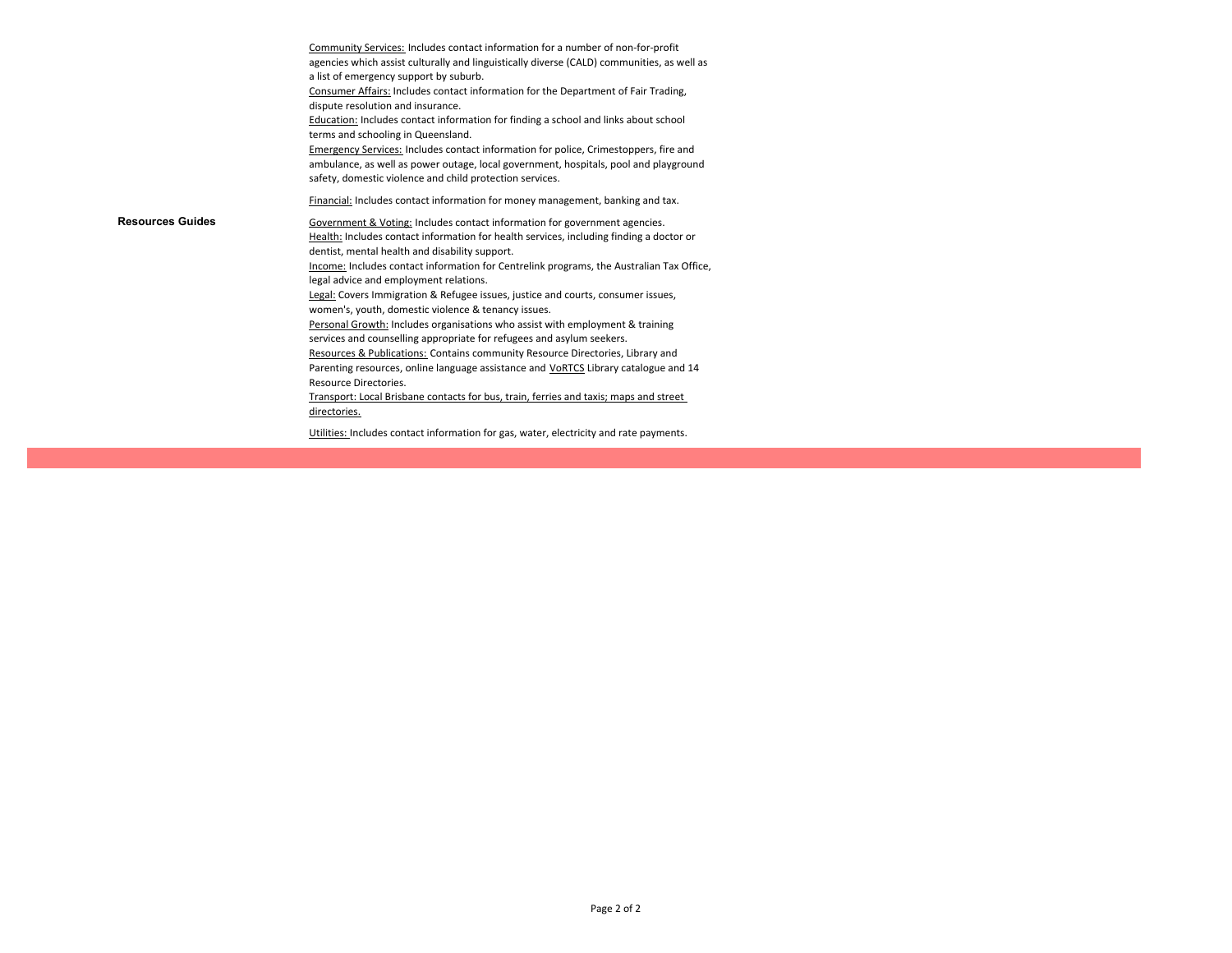| | |
|---|---|
| Resources Guides | Community Services: Includes contact information for a number of non-for-profit agencies which assist culturally and linguistically diverse (CALD) communities, as well as a list of emergency support by suburb.<br>Consumer Affairs: Includes contact information for the Department of Fair Trading, dispute resolution and insurance.<br>Education: Includes contact information for finding a school and links about school terms and schooling in Queensland.<br>Emergency Services: Includes contact information for police, Crimestoppers, fire and ambulance, as well as power outage, local government, hospitals, pool and playground safety, domestic violence and child protection services.<br>Financial: Includes contact information for money management, banking and tax.<br>Government & Voting: Includes contact information for government agencies.<br>Health: Includes contact information for health services, including finding a doctor or dentist, mental health and disability support.<br>Income: Includes contact information for Centrelink programs, the Australian Tax Office, legal advice and employment relations.<br>Legal: Covers Immigration & Refugee issues, justice and courts, consumer issues, women's, youth, domestic violence & tenancy issues.<br>Personal Growth: Includes organisations who assist with employment & training services and counselling appropriate for refugees and asylum seekers.<br>Resources & Publications: Contains community Resource Directories, Library and Parenting resources, online language assistance and VoRTCS Library catalogue and 14 Resource Directories.<br>Transport: Local Brisbane contacts for bus, train, ferries and taxis; maps and street directories.<br>Utilities: Includes contact information for gas, water, electricity and rate payments. |